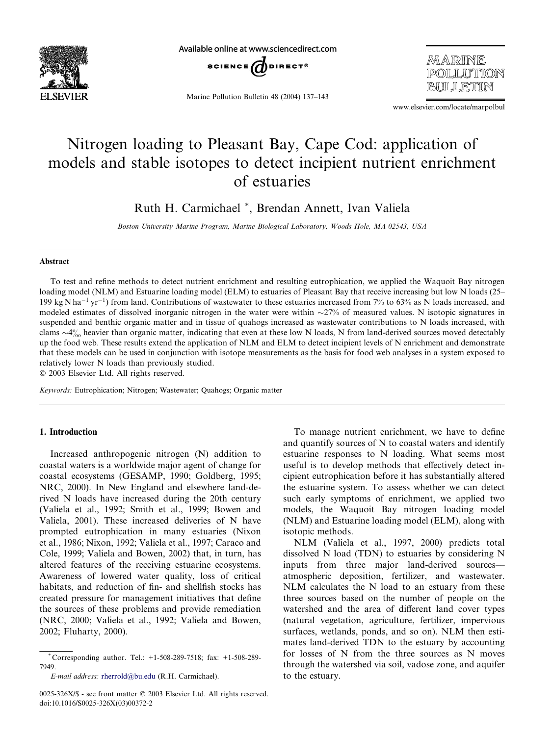# Nitrogen loading to Pleasant Bay, Cape Cod: application of models and stable isotopes to detect incipient nutrient enrichment of estuaries

Ruth H. Carmichael *, Brendan Annett, Ivan Valiela

*Boston University Marine Program, Marine Biological Laboratory, Woods Hole, MA 02543, USA*

## Abstract

To test and refine methods to detect nutrient enrichment and resulting eutrophication, we applied the Waquoit Bay nitrogen loading model (NLM) and Estuarine loading model (ELM) to estuaries of Pleasant Bay that receive increasing but low N loads (25–199 kg N $ha^{-1}$ $yr^{-1}$) from land. Contributions of wastewater to these estuaries increased from 7% to 63% as N loads increased, and modeled estimates of dissolved inorganic nitrogen in the water were within ~27% of measured values. N isotopic signatures in suspended and benthic organic matter and in tissue of quahogs increased as wastewater contributions to N loads increased, with clams ~4‰ heavier than organic matter, indicating that even at these low N loads, N from land-derived sources moved detectably up the food web. These results extend the application of NLM and ELM to detect incipient levels of N enrichment and demonstrate that these models can be used in conjunction with isotope measurements as the basis for food web analyses in a system exposed to relatively lower N loads than previously studied.

© 2003 Elsevier Ltd. All rights reserved.

*Keywords:* Eutrophication; Nitrogen; Wastewater; Quahogs; Organic matter

## 1. Introduction

Increased anthropogenic nitrogen (N) addition to coastal waters is a worldwide major agent of change for coastal ecosystems (GESAMP, 1990; Goldberg, 1995; NRC, 2000). In New England and elsewhere land-derived N loads have increased during the 20th century (Valiela et al., 1992; Smith et al., 1999; Bowen and Valiela, 2001). These increased deliveries of N have prompted eutrophication in many estuaries (Nixon et al., 1986; Nixon, 1992; Valiela et al., 1997; Caraco and Cole, 1999; Valiela and Bowen, 2002) that, in turn, has altered features of the receiving estuarine ecosystems. Awareness of lowered water quality, loss of critical habitats, and reduction of fin- and shellfish stocks has created pressure for management initiatives that define the sources of these problems and provide remediation (NRC, 2000; Valiela et al., 1992; Valiela and Bowen, 2002; Fluharty, 2000).

To manage nutrient enrichment, we have to define and quantify sources of N to coastal waters and identify estuarine responses to N loading. What seems most useful is to develop methods that effectively detect incipient eutrophication before it has substantially altered the estuarine system. To assess whether we can detect such early symptoms of enrichment, we applied two models, the Waquoit Bay nitrogen loading model (NLM) and Estuarine loading model (ELM), along with isotopic methods.

NLM (Valiela et al., 1997, 2000) predicts total dissolved N load (TDN) to estuaries by considering N inputs from three major land-derived sources—atmospheric deposition, fertilizer, and wastewater. NLM calculates the N load to an estuary from these three sources based on the number of people on the watershed and the area of different land cover types (natural vegetation, agriculture, fertilizer, impervious surfaces, wetlands, ponds, and so on). NLM then estimates land-derived TDN to the estuary by accounting for losses of N from the three sources as N moves through the watershed via soil, vadose zone, and aquifer to the estuary.

* Corresponding author. Tel.: +1-508-289-7518; fax: +1-508-289-7949.

*E-mail address:* rherrold@bu.edu (R.H. Carmichael).

0025-326X/$ - see front matter © 2003 Elsevier Ltd. All rights reserved.
doi:10.1016/S0025-326X(03)00372-2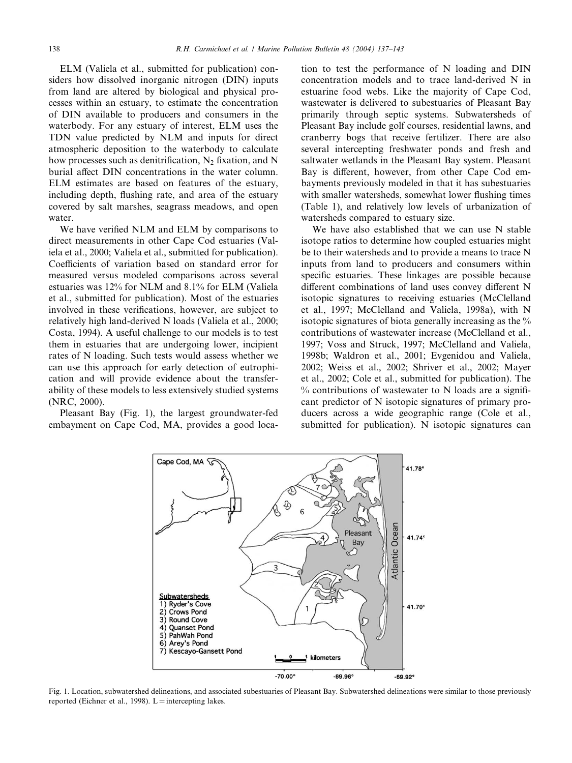ELM (Valiela et al., submitted for publication) considers how dissolved inorganic nitrogen (DIN) inputs from land are altered by biological and physical processes within an estuary, to estimate the concentration of DIN available to producers and consumers in the waterbody. For any estuary of interest, ELM uses the TDN value predicted by NLM and inputs for direct atmospheric deposition to the waterbody to calculate how processes such as denitrification, $N_2$ fixation, and N burial affect DIN concentrations in the water column. ELM estimates are based on features of the estuary, including depth, flushing rate, and area of the estuary covered by salt marshes, seagrass meadows, and open water.

We have verified NLM and ELM by comparisons to direct measurements in other Cape Cod estuaries (Valiela et al., 2000; Valiela et al., submitted for publication). Coefficients of variation based on standard error for measured versus modeled comparisons across several estuaries was 12% for NLM and 8.1% for ELM (Valiela et al., submitted for publication). Most of the estuaries involved in these verifications, however, are subject to relatively high land-derived N loads (Valiela et al., 2000; Costa, 1994). A useful challenge to our models is to test them in estuaries that are undergoing lower, incipient rates of N loading. Such tests would assess whether we can use this approach for early detection of eutrophication and will provide evidence about the transferability of these models to less extensively studied systems (NRC, 2000).

Pleasant Bay (Fig. 1), the largest groundwater-fed embayment on Cape Cod, MA, provides a good location to test the performance of N loading and DIN concentration models and to trace land-derived N in estuarine food webs. Like the majority of Cape Cod, wastewater is delivered to subestuaries of Pleasant Bay primarily through septic systems. Subwatersheds of Pleasant Bay include golf courses, residential lawns, and cranberry bogs that receive fertilizer. There are also several intercepting freshwater ponds and fresh and saltwater wetlands in the Pleasant Bay system. Pleasant Bay is different, however, from other Cape Cod embayments previously modeled in that it has subestuaries with smaller watersheds, somewhat lower flushing times (Table 1), and relatively low levels of urbanization of watersheds compared to estuary size.

We have also established that we can use N stable isotope ratios to determine how coupled estuaries might be to their watersheds and to provide a means to trace N inputs from land to producers and consumers within specific estuaries. These linkages are possible because different combinations of land uses convey different N isotopic signatures to receiving estuaries (McClelland et al., 1997; McClelland and Valiela, 1998a), with N isotopic signatures of biota generally increasing as the % contributions of wastewater increase (McClelland et al., 1997; Voss and Struck, 1997; McClelland and Valiela, 1998b; Waldron et al., 2001; Evgenidou and Valiela, 2002; Weiss et al., 2002; Shriver et al., 2002; Mayer et al., 2002; Cole et al., submitted for publication). The % contributions of wastewater to N loads are a significant predictor of N isotopic signatures of primary producers across a wide geographic range (Cole et al., submitted for publication). N isotopic signatures can

Cape Cod, MA

Pleasant Bay

Atlantic Ocean

Subwatersheds
1) Ryder's Cove
2) Crows Pond
3) Round Cove
4) Quanset Pond
5) PahWah Pond
6) Arey's Pond
7) Kescayo-Gansett Pond

1 0 1 kilometers

41.78°
41.74°
41.70°
-70.00°
-69.96°
-69.92°

Fig. 1. Location, subwatershed delineations, and associated subestuaries of Pleasant Bay. Subwatershed delineations were similar to those previously reported (Eichner et al., 1998). L = intercepting lakes.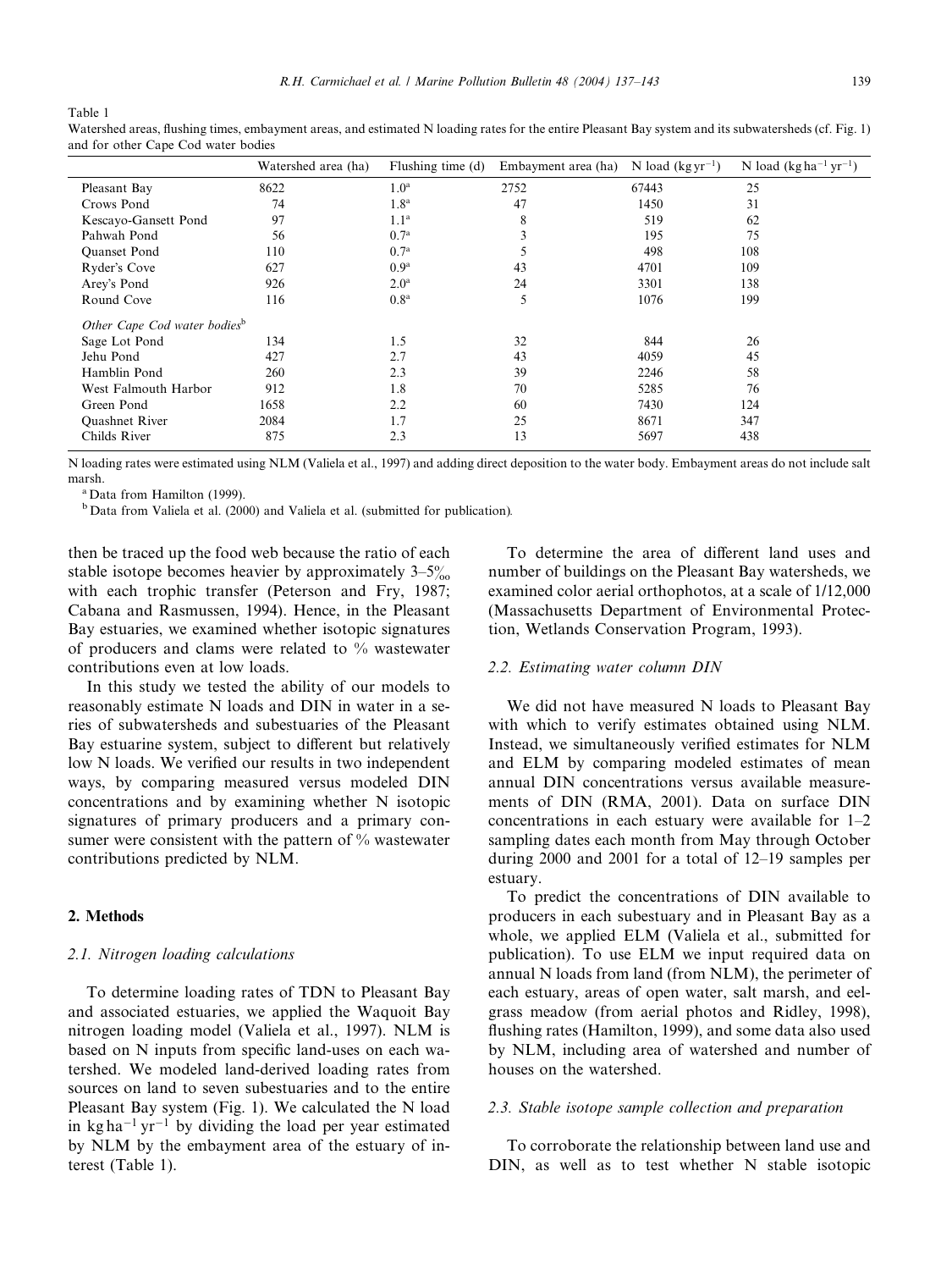Table 1
Watershed areas, flushing times, embayment areas, and estimated N loading rates for the entire Pleasant Bay system and its subwatersheds (cf. Fig. 1) and for other Cape Cod water bodies

| | Watershed area (ha) | Flushing time (d) | Embayment area (ha) | N load ($kg\,yr^{-1}$) | N load ($kg\,ha^{-1}\,yr^{-1}$) |
|---|---|---|---|---|---|
| Pleasant Bay | 8622 | 1.0[a] | 2752 | 67443 | 25 |
| Crows Pond | 74 | 1.8[a] | 47 | 1450 | 31 |
| Kescayo-Gansett Pond | 97 | 1.1[a] | 8 | 519 | 62 |
| Pahwah Pond | 56 | 0.7[a] | 3 | 195 | 75 |
| Quanset Pond | 110 | 0.7[a] | 5 | 498 | 108 |
| Ryder's Cove | 627 | 0.9[a] | 43 | 4701 | 109 |
| Arey's Pond | 926 | 2.0[a] | 24 | 3301 | 138 |
| Round Cove | 116 | 0.8[a] | 5 | 1076 | 199 |
| *Other Cape Cod water bodies*[b] | | | | | |
| Sage Lot Pond | 134 | 1.5 | 32 | 844 | 26 |
| Jehu Pond | 427 | 2.7 | 43 | 4059 | 45 |
| Hamblin Pond | 260 | 2.3 | 39 | 2246 | 58 |
| West Falmouth Harbor | 912 | 1.8 | 70 | 5285 | 76 |
| Green Pond | 1658 | 2.2 | 60 | 7430 | 124 |
| Quashnet River | 2084 | 1.7 | 25 | 8671 | 347 |
| Childs River | 875 | 2.3 | 13 | 5697 | 438 |

N loading rates were estimated using NLM (Valiela et al., 1997) and adding direct deposition to the water body. Embayment areas do not include salt marsh.

[a] Data from Hamilton (1999).

[b] Data from Valiela et al. (2000) and Valiela et al. (submitted for publication).

then be traced up the food web because the ratio of each stable isotope becomes heavier by approximately 3–5‰ with each trophic transfer (Peterson and Fry, 1987; Cabana and Rasmussen, 1994). Hence, in the Pleasant Bay estuaries, we examined whether isotopic signatures of producers and clams were related to % wastewater contributions even at low loads.

In this study we tested the ability of our models to reasonably estimate N loads and DIN in water in a series of subwatersheds and subestuaries of the Pleasant Bay estuarine system, subject to different but relatively low N loads. We verified our results in two independent ways, by comparing measured versus modeled DIN concentrations and by examining whether N isotopic signatures of primary producers and a primary consumer were consistent with the pattern of % wastewater contributions predicted by NLM.

## 2. Methods

### 2.1. Nitrogen loading calculations

To determine loading rates of TDN to Pleasant Bay and associated estuaries, we applied the Waquoit Bay nitrogen loading model (Valiela et al., 1997). NLM is based on N inputs from specific land-uses on each watershed. We modeled land-derived loading rates from sources on land to seven subestuaries and to the entire Pleasant Bay system (Fig. 1). We calculated the N load in $kg\,ha^{-1}\,yr^{-1}$ by dividing the load per year estimated by NLM by the embayment area of the estuary of interest (Table 1).

To determine the area of different land uses and number of buildings on the Pleasant Bay watersheds, we examined color aerial orthophotos, at a scale of 1/12,000 (Massachusetts Department of Environmental Protection, Wetlands Conservation Program, 1993).

### 2.2. Estimating water column DIN

We did not have measured N loads to Pleasant Bay with which to verify estimates obtained using NLM. Instead, we simultaneously verified estimates for NLM and ELM by comparing modeled estimates of mean annual DIN concentrations versus available measurements of DIN (RMA, 2001). Data on surface DIN concentrations in each estuary were available for 1–2 sampling dates each month from May through October during 2000 and 2001 for a total of 12–19 samples per estuary.

To predict the concentrations of DIN available to producers in each subestuary and in Pleasant Bay as a whole, we applied ELM (Valiela et al., submitted for publication). To use ELM we input required data on annual N loads from land (from NLM), the perimeter of each estuary, areas of open water, salt marsh, and eelgrass meadow (from aerial photos and Ridley, 1998), flushing rates (Hamilton, 1999), and some data also used by NLM, including area of watershed and number of houses on the watershed.

### 2.3. Stable isotope sample collection and preparation

To corroborate the relationship between land use and DIN, as well as to test whether N stable isotopic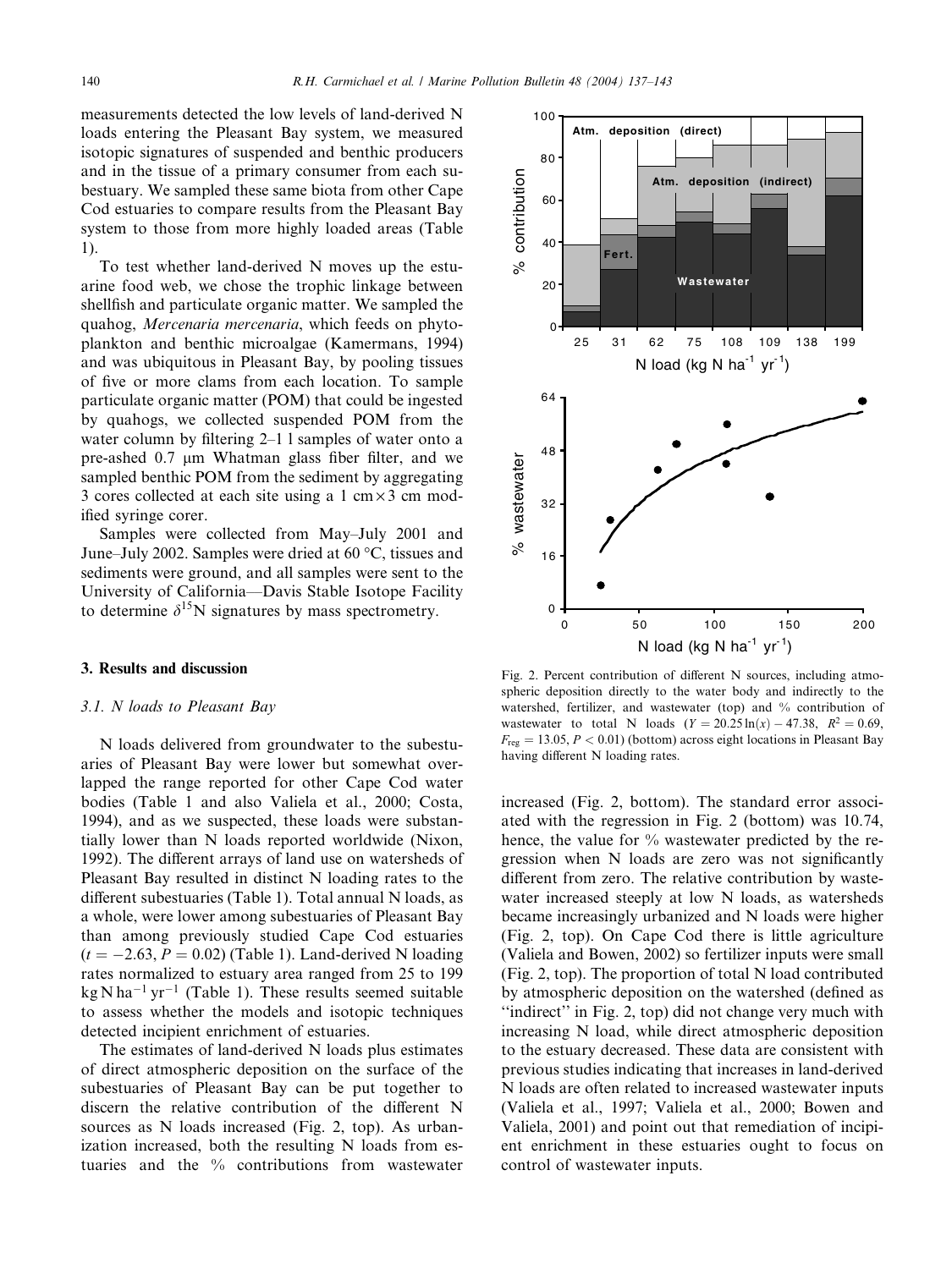measurements detected the low levels of land-derived N loads entering the Pleasant Bay system, we measured isotopic signatures of suspended and benthic producers and in the tissue of a primary consumer from each subestuary. We sampled these same biota from other Cape Cod estuaries to compare results from the Pleasant Bay system to those from more highly loaded areas (Table 1).

To test whether land-derived N moves up the estuarine food web, we chose the trophic linkage between shellfish and particulate organic matter. We sampled the quahog, *Mercenaria mercenaria*, which feeds on phytoplankton and benthic microalgae (Kamermans, 1994) and was ubiquitous in Pleasant Bay, by pooling tissues of five or more clams from each location. To sample particulate organic matter (POM) that could be ingested by quahogs, we collected suspended POM from the water column by filtering 2–1 l samples of water onto a pre-ashed 0.7 μm Whatman glass fiber filter, and we sampled benthic POM from the sediment by aggregating 3 cores collected at each site using a 1 cm × 3 cm modified syringe corer.

Samples were collected from May–July 2001 and June–July 2002. Samples were dried at 60 °C, tissues and sediments were ground, and all samples were sent to the University of California—Davis Stable Isotope Facility to determine $\delta^{15}N$ signatures by mass spectrometry.

## 3. Results and discussion

### 3.1. N loads to Pleasant Bay

N loads delivered from groundwater to the subestuaries of Pleasant Bay were lower but somewhat overlapped the range reported for other Cape Cod water bodies (Table 1 and also Valiela et al., 2000; Costa, 1994), and as we suspected, these loads were substantially lower than N loads reported worldwide (Nixon, 1992). The different arrays of land use on watersheds of Pleasant Bay resulted in distinct N loading rates to the different subestuaries (Table 1). Total annual N loads, as a whole, were lower among subestuaries of Pleasant Bay than among previously studied Cape Cod estuaries ($t = -2.63$, $P = 0.02$) (Table 1). Land-derived N loading rates normalized to estuary area ranged from 25 to 199 $\mathrm{kg\,N\,ha^{-1}\,yr^{-1}}$ (Table 1). These results seemed suitable to assess whether the models and isotopic techniques detected incipient enrichment of estuaries.

The estimates of land-derived N loads plus estimates of direct atmospheric deposition on the surface of the subestuaries of Pleasant Bay can be put together to discern the relative contribution of the different N sources as N loads increased (Fig. 2, top). As urbanization increased, both the resulting N loads from estuaries and the % contributions from wastewater

Atm. deposition (direct)
Atm. deposition (indirect)
Fert.
Wastewater
% contribution
0
20
40
60
80
100
25 31 62 75 108 109 138 199
N load (kg N ha$^{-1}$ yr$^{-1}$)

% wastewater
0
16
32
48
64
0 50 100 150 200
N load (kg N ha$^{-1}$ yr$^{-1}$)

Fig. 2. Percent contribution of different N sources, including atmospheric deposition directly to the water body and indirectly to the watershed, fertilizer, and wastewater (top) and % contribution of wastewater to total N loads ($Y = 20.25\ln(x) - 47.38$, $R^2 = 0.69$, $F_{\mathrm{reg}} = 13.05$, $P < 0.01$) (bottom) across eight locations in Pleasant Bay having different N loading rates.

increased (Fig. 2, bottom). The standard error associated with the regression in Fig. 2 (bottom) was 10.74, hence, the value for % wastewater predicted by the regression when N loads are zero was not significantly different from zero. The relative contribution by wastewater increased steeply at low N loads, as watersheds became increasingly urbanized and N loads were higher (Fig. 2, top). On Cape Cod there is little agriculture (Valiela and Bowen, 2002) so fertilizer inputs were small (Fig. 2, top). The proportion of total N load contributed by atmospheric deposition on the watershed (defined as "indirect" in Fig. 2, top) did not change very much with increasing N load, while direct atmospheric deposition to the estuary decreased. These data are consistent with previous studies indicating that increases in land-derived N loads are often related to increased wastewater inputs (Valiela et al., 1997; Valiela et al., 2000; Bowen and Valiela, 2001) and point out that remediation of incipient enrichment in these estuaries ought to focus on control of wastewater inputs.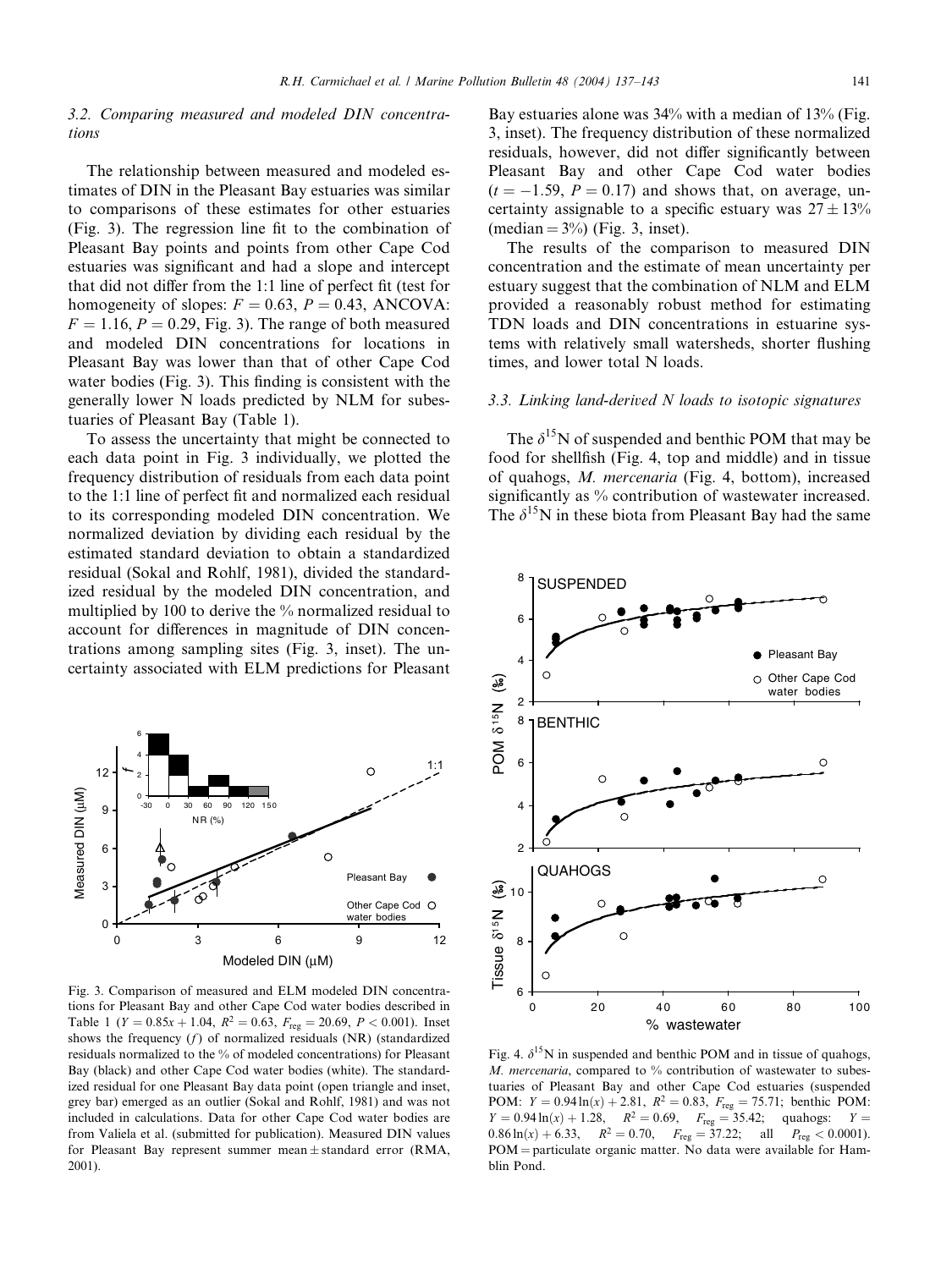### 3.2. Comparing measured and modeled DIN concentrations

The relationship between measured and modeled estimates of DIN in the Pleasant Bay estuaries was similar to comparisons of these estimates for other estuaries (Fig. 3). The regression line fit to the combination of Pleasant Bay points and points from other Cape Cod estuaries was significant and had a slope and intercept that did not differ from the 1:1 line of perfect fit (test for homogeneity of slopes: $F = 0.63$, $P = 0.43$, ANCOVA: $F = 1.16$, $P = 0.29$, Fig. 3). The range of both measured and modeled DIN concentrations for locations in Pleasant Bay was lower than that of other Cape Cod water bodies (Fig. 3). This finding is consistent with the generally lower N loads predicted by NLM for subestuaries of Pleasant Bay (Table 1).

To assess the uncertainty that might be connected to each data point in Fig. 3 individually, we plotted the frequency distribution of residuals from each data point to the 1:1 line of perfect fit and normalized each residual to its corresponding modeled DIN concentration. We normalized deviation by dividing each residual by the estimated standard deviation to obtain a standardized residual (Sokal and Rohlf, 1981), divided the standardized residual by the modeled DIN concentration, and multiplied by 100 to derive the % normalized residual to account for differences in magnitude of DIN concentrations among sampling sites (Fig. 3, inset). The uncertainty associated with ELM predictions for Pleasant Bay estuaries alone was 34% with a median of 13% (Fig. 3, inset). The frequency distribution of these normalized residuals, however, did not differ significantly between Pleasant Bay and other Cape Cod water bodies ($t = -1.59$, $P = 0.17$) and shows that, on average, uncertainty assignable to a specific estuary was $27 \pm 13\%$ (median = 3%) (Fig. 3, inset).

The results of the comparison to measured DIN concentration and the estimate of mean uncertainty per estuary suggest that the combination of NLM and ELM provided a reasonably robust method for estimating TDN loads and DIN concentrations in estuarine systems with relatively small watersheds, shorter flushing times, and lower total N loads.

Measured DIN (μM)
Modeled DIN (μM)
1:1
Pleasant Bay
Other Cape Cod water bodies
f
NR (%)

Fig. 3. Comparison of measured and ELM modeled DIN concentrations for Pleasant Bay and other Cape Cod water bodies described in Table 1 ($Y = 0.85x + 1.04$, $R^2 = 0.63$, $F_{reg} = 20.69$, $P < 0.001$). Inset shows the frequency ($f$) of normalized residuals (NR) (standardized residuals normalized to the % of modeled concentrations) for Pleasant Bay (black) and other Cape Cod water bodies (white). The standardized residual for one Pleasant Bay data point (open triangle and inset, grey bar) emerged as an outlier (Sokal and Rohlf, 1981) and was not included in calculations. Data for other Cape Cod water bodies are from Valiela et al. (submitted for publication). Measured DIN values for Pleasant Bay represent summer mean ± standard error (RMA, 2001).

### 3.3. Linking land-derived N loads to isotopic signatures

The $\delta^{15}N$ of suspended and benthic POM that may be food for shellfish (Fig. 4, top and middle) and in tissue of quahogs, *M. mercenaria* (Fig. 4, bottom), increased significantly as % contribution of wastewater increased. The $\delta^{15}N$ in these biota from Pleasant Bay had the same

SUSPENDED
BENTHIC
QUAHOGS
POM $\delta^{15}N$ (‰)
Tissue $\delta^{15}N$ (‰)
% wastewater
Pleasant Bay
Other Cape Cod water bodies

Fig. 4. $\delta^{15}N$ in suspended and benthic POM and in tissue of quahogs, *M. mercenaria*, compared to % contribution of wastewater to subestuaries of Pleasant Bay and other Cape Cod estuaries (suspended POM: $Y = 0.94\ln(x) + 2.81$, $R^2 = 0.83$, $F_{reg} = 75.71$; benthic POM: $Y = 0.94\ln(x) + 1.28$, $R^2 = 0.69$, $F_{reg} = 35.42$; quahogs: $Y = 0.86\ln(x) + 6.33$, $R^2 = 0.70$, $F_{reg} = 37.22$; all $P_{reg} < 0.0001$). POM = particulate organic matter. No data were available for Hamblin Pond.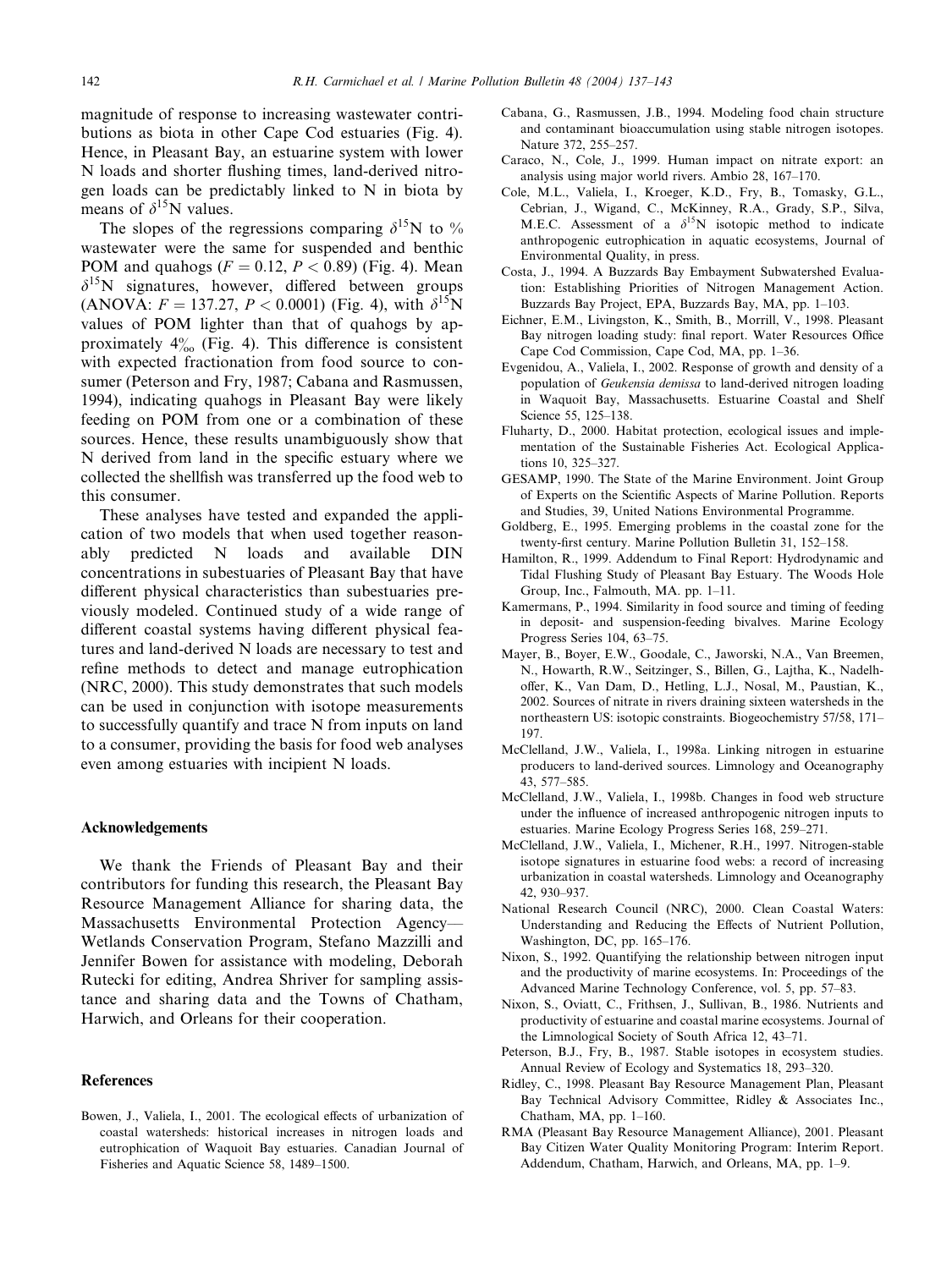magnitude of response to increasing wastewater contributions as biota in other Cape Cod estuaries (Fig. 4). Hence, in Pleasant Bay, an estuarine system with lower N loads and shorter flushing times, land-derived nitrogen loads can be predictably linked to N in biota by means of $\delta^{15}$N values.

The slopes of the regressions comparing $\delta^{15}$N to % wastewater were the same for suspended and benthic POM and quahogs ($F = 0.12$, $P < 0.89$) (Fig. 4). Mean $\delta^{15}$N signatures, however, differed between groups (ANOVA: $F = 137.27$, $P < 0.0001$) (Fig. 4), with $\delta^{15}$N values of POM lighter than that of quahogs by approximately 4‰ (Fig. 4). This difference is consistent with expected fractionation from food source to consumer (Peterson and Fry, 1987; Cabana and Rasmussen, 1994), indicating quahogs in Pleasant Bay were likely feeding on POM from one or a combination of these sources. Hence, these results unambiguously show that N derived from land in the specific estuary where we collected the shellfish was transferred up the food web to this consumer.

These analyses have tested and expanded the application of two models that when used together reasonably predicted N loads and available DIN concentrations in subestuaries of Pleasant Bay that have different physical characteristics than subestuaries previously modeled. Continued study of a wide range of different coastal systems having different physical features and land-derived N loads are necessary to test and refine methods to detect and manage eutrophication (NRC, 2000). This study demonstrates that such models can be used in conjunction with isotope measurements to successfully quantify and trace N from inputs on land to a consumer, providing the basis for food web analyses even among estuaries with incipient N loads.

## Acknowledgements

We thank the Friends of Pleasant Bay and their contributors for funding this research, the Pleasant Bay Resource Management Alliance for sharing data, the Massachusetts Environmental Protection Agency—Wetlands Conservation Program, Stefano Mazzilli and Jennifer Bowen for assistance with modeling, Deborah Rutecki for editing, Andrea Shriver for sampling assistance and sharing data and the Towns of Chatham, Harwich, and Orleans for their cooperation.

## References

Bowen, J., Valiela, I., 2001. The ecological effects of urbanization of coastal watersheds: historical increases in nitrogen loads and eutrophication of Waquoit Bay estuaries. Canadian Journal of Fisheries and Aquatic Science 58, 1489–1500.

Cabana, G., Rasmussen, J.B., 1994. Modeling food chain structure and contaminant bioaccumulation using stable nitrogen isotopes. Nature 372, 255–257.

Caraco, N., Cole, J., 1999. Human impact on nitrate export: an analysis using major world rivers. Ambio 28, 167–170.

Cole, M.L., Valiela, I., Kroeger, K.D., Fry, B., Tomasky, G.L., Cebrian, J., Wigand, C., McKinney, R.A., Grady, S.P., Silva, M.E.C. Assessment of a $\delta^{15}$N isotopic method to indicate anthropogenic eutrophication in aquatic ecosystems, Journal of Environmental Quality, in press.

Costa, J., 1994. A Buzzards Bay Embayment Subwatershed Evaluation: Establishing Priorities of Nitrogen Management Action. Buzzards Bay Project, EPA, Buzzards Bay, MA, pp. 1–103.

Eichner, E.M., Livingston, K., Smith, B., Morrill, V., 1998. Pleasant Bay nitrogen loading study: final report. Water Resources Office Cape Cod Commission, Cape Cod, MA, pp. 1–36.

Evgenidou, A., Valiela, I., 2002. Response of growth and density of a population of *Geukensia demissa* to land-derived nitrogen loading in Waquoit Bay, Massachusetts. Estuarine Coastal and Shelf Science 55, 125–138.

Fluharty, D., 2000. Habitat protection, ecological issues and implementation of the Sustainable Fisheries Act. Ecological Applications 10, 325–327.

GESAMP, 1990. The State of the Marine Environment. Joint Group of Experts on the Scientific Aspects of Marine Pollution. Reports and Studies, 39, United Nations Environmental Programme.

Goldberg, E., 1995. Emerging problems in the coastal zone for the twenty-first century. Marine Pollution Bulletin 31, 152–158.

Hamilton, R., 1999. Addendum to Final Report: Hydrodynamic and Tidal Flushing Study of Pleasant Bay Estuary. The Woods Hole Group, Inc., Falmouth, MA. pp. 1–11.

Kamermans, P., 1994. Similarity in food source and timing of feeding in deposit- and suspension-feeding bivalves. Marine Ecology Progress Series 104, 63–75.

Mayer, B., Boyer, E.W., Goodale, C., Jaworski, N.A., Van Breemen, N., Howarth, R.W., Seitzinger, S., Billen, G., Lajtha, K., Nadelhoffer, K., Van Dam, D., Hetling, L.J., Nosal, M., Paustian, K., 2002. Sources of nitrate in rivers draining sixteen watersheds in the northeastern US: isotopic constraints. Biogeochemistry 57/58, 171–197.

McClelland, J.W., Valiela, I., 1998a. Linking nitrogen in estuarine producers to land-derived sources. Limnology and Oceanography 43, 577–585.

McClelland, J.W., Valiela, I., 1998b. Changes in food web structure under the influence of increased anthropogenic nitrogen inputs to estuaries. Marine Ecology Progress Series 168, 259–271.

McClelland, J.W., Valiela, I., Michener, R.H., 1997. Nitrogen-stable isotope signatures in estuarine food webs: a record of increasing urbanization in coastal watersheds. Limnology and Oceanography 42, 930–937.

National Research Council (NRC), 2000. Clean Coastal Waters: Understanding and Reducing the Effects of Nutrient Pollution, Washington, DC, pp. 165–176.

Nixon, S., 1992. Quantifying the relationship between nitrogen input and the productivity of marine ecosystems. In: Proceedings of the Advanced Marine Technology Conference, vol. 5, pp. 57–83.

Nixon, S., Oviatt, C., Frithsen, J., Sullivan, B., 1986. Nutrients and productivity of estuarine and coastal marine ecosystems. Journal of the Limnological Society of South Africa 12, 43–71.

Peterson, B.J., Fry, B., 1987. Stable isotopes in ecosystem studies. Annual Review of Ecology and Systematics 18, 293–320.

Ridley, C., 1998. Pleasant Bay Resource Management Plan, Pleasant Bay Technical Advisory Committee, Ridley & Associates Inc., Chatham, MA, pp. 1–160.

RMA (Pleasant Bay Resource Management Alliance), 2001. Pleasant Bay Citizen Water Quality Monitoring Program: Interim Report. Addendum, Chatham, Harwich, and Orleans, MA, pp. 1–9.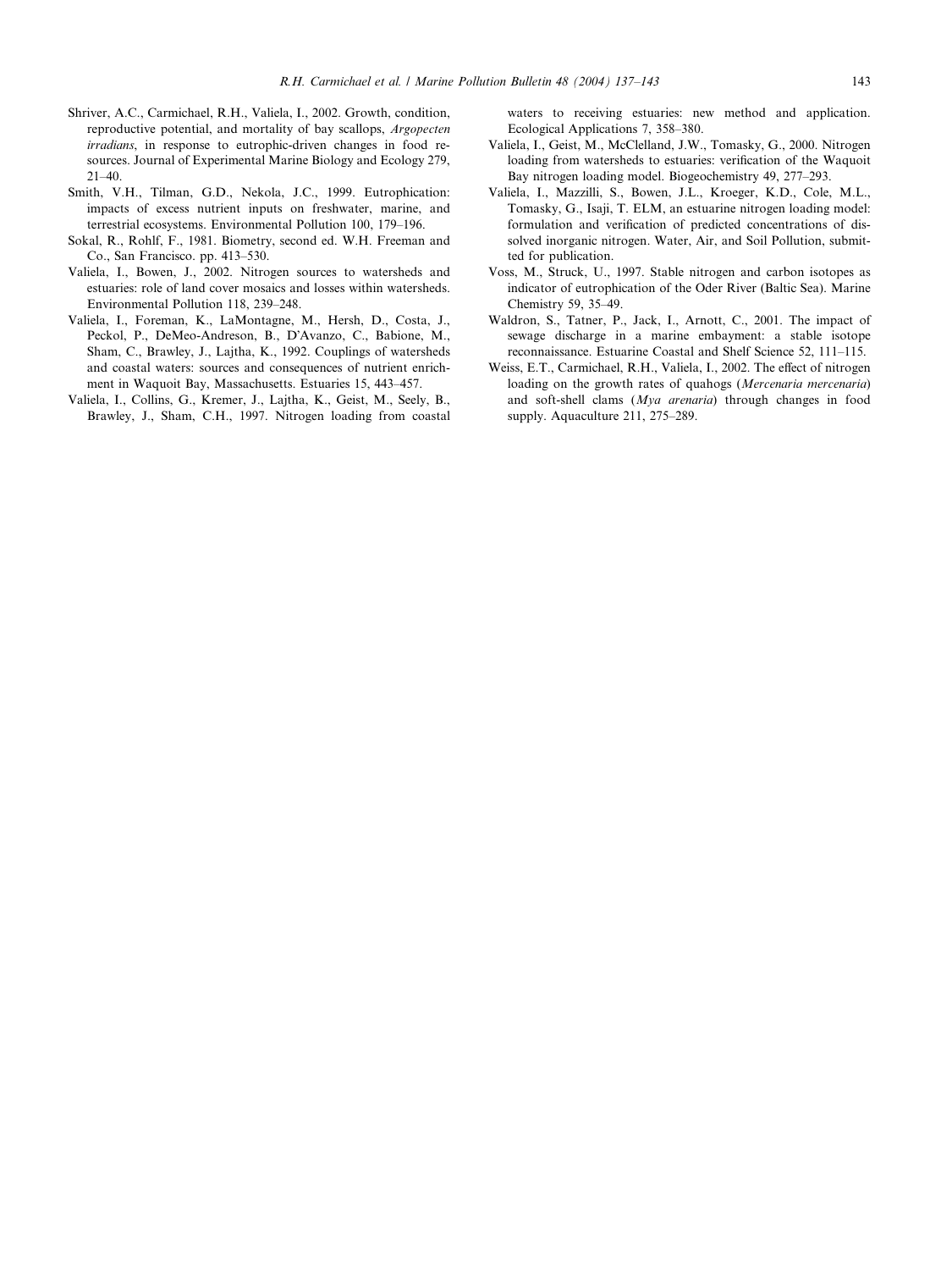Shriver, A.C., Carmichael, R.H., Valiela, I., 2002. Growth, condition, reproductive potential, and mortality of bay scallops, *Argopecten irradians*, in response to eutrophic-driven changes in food resources. Journal of Experimental Marine Biology and Ecology 279, 21–40.

Smith, V.H., Tilman, G.D., Nekola, J.C., 1999. Eutrophication: impacts of excess nutrient inputs on freshwater, marine, and terrestrial ecosystems. Environmental Pollution 100, 179–196.

Sokal, R., Rohlf, F., 1981. Biometry, second ed. W.H. Freeman and Co., San Francisco. pp. 413–530.

Valiela, I., Bowen, J., 2002. Nitrogen sources to watersheds and estuaries: role of land cover mosaics and losses within watersheds. Environmental Pollution 118, 239–248.

Valiela, I., Foreman, K., LaMontagne, M., Hersh, D., Costa, J., Peckol, P., DeMeo-Andreson, B., D'Avanzo, C., Babione, M., Sham, C., Brawley, J., Lajtha, K., 1992. Couplings of watersheds and coastal waters: sources and consequences of nutrient enrichment in Waquoit Bay, Massachusetts. Estuaries 15, 443–457.

Valiela, I., Collins, G., Kremer, J., Lajtha, K., Geist, M., Seely, B., Brawley, J., Sham, C.H., 1997. Nitrogen loading from coastal waters to receiving estuaries: new method and application. Ecological Applications 7, 358–380.

Valiela, I., Geist, M., McClelland, J.W., Tomasky, G., 2000. Nitrogen loading from watersheds to estuaries: verification of the Waquoit Bay nitrogen loading model. Biogeochemistry 49, 277–293.

Valiela, I., Mazzilli, S., Bowen, J.L., Kroeger, K.D., Cole, M.L., Tomasky, G., Isaji, T. ELM, an estuarine nitrogen loading model: formulation and verification of predicted concentrations of dissolved inorganic nitrogen. Water, Air, and Soil Pollution, submitted for publication.

Voss, M., Struck, U., 1997. Stable nitrogen and carbon isotopes as indicator of eutrophication of the Oder River (Baltic Sea). Marine Chemistry 59, 35–49.

Waldron, S., Tatner, P., Jack, I., Arnott, C., 2001. The impact of sewage discharge in a marine embayment: a stable isotope reconnaissance. Estuarine Coastal and Shelf Science 52, 111–115.

Weiss, E.T., Carmichael, R.H., Valiela, I., 2002. The effect of nitrogen loading on the growth rates of quahogs (*Mercenaria mercenaria*) and soft-shell clams (*Mya arenaria*) through changes in food supply. Aquaculture 211, 275–289.